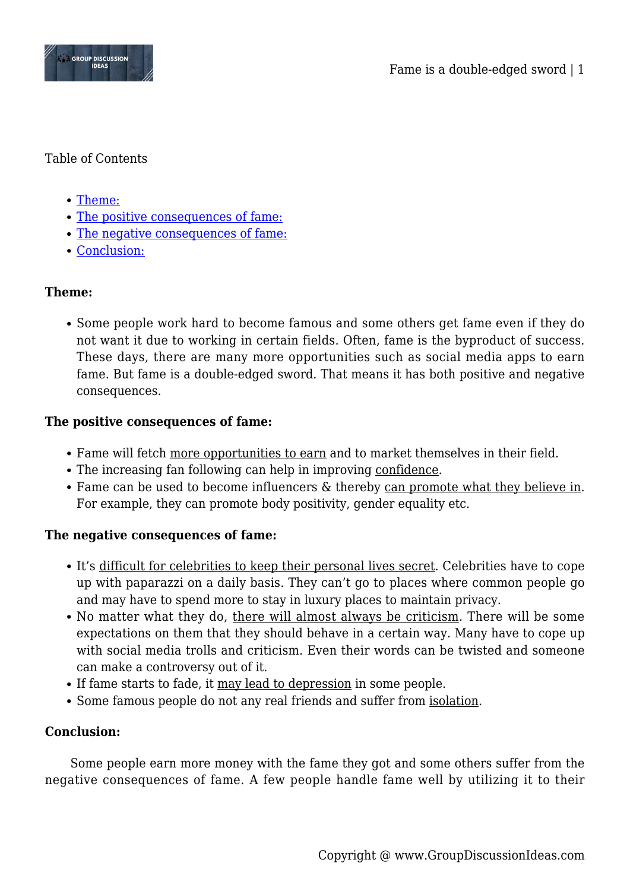Table of Contents

- Theme:
- The positive consequences of fame:
- The negative consequences of fame:
- Conclusion:

**Theme:**

- Some people work hard to become famous and some others get fame even if they do not want it due to working in certain fields. Often, fame is the byproduct of success. These days, there are many more opportunities such as social media apps to earn fame. But fame is a double-edged sword. That means it has both positive and negative consequences.

**The positive consequences of fame:**

- Fame will fetch more opportunities to earn and to market themselves in their field.
- The increasing fan following can help in improving confidence.
- Fame can be used to become influencers & thereby can promote what they believe in. For example, they can promote body positivity, gender equality etc.

**The negative consequences of fame:**

- It's difficult for celebrities to keep their personal lives secret. Celebrities have to cope up with paparazzi on a daily basis. They can't go to places where common people go and may have to spend more to stay in luxury places to maintain privacy.
- No matter what they do, there will almost always be criticism. There will be some expectations on them that they should behave in a certain way. Many have to cope up with social media trolls and criticism. Even their words can be twisted and someone can make a controversy out of it.
- If fame starts to fade, it may lead to depression in some people.
- Some famous people do not any real friends and suffer from isolation.

**Conclusion:**

Some people earn more money with the fame they got and some others suffer from the negative consequences of fame. A few people handle fame well by utilizing it to their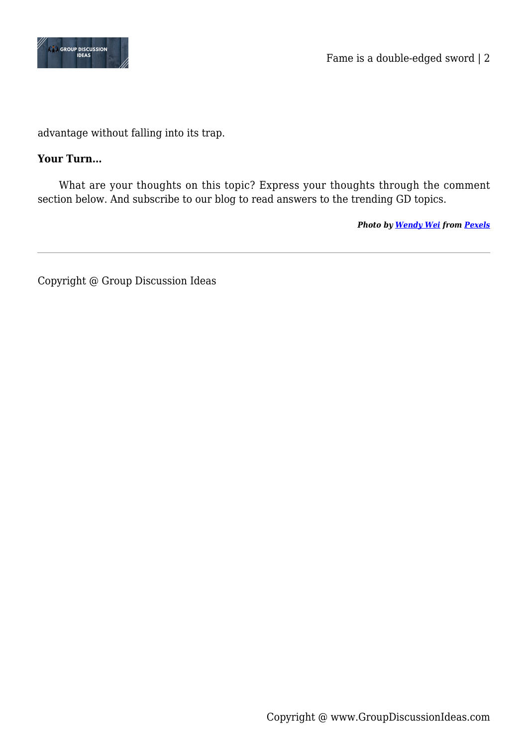advantage without falling into its trap.

**Your Turn…**

What are your thoughts on this topic? Express your thoughts through the comment section below. And subscribe to our blog to read answers to the trending GD topics.

***Photo by Wendy Wei from Pexels***

---

Copyright @ Group Discussion Ideas